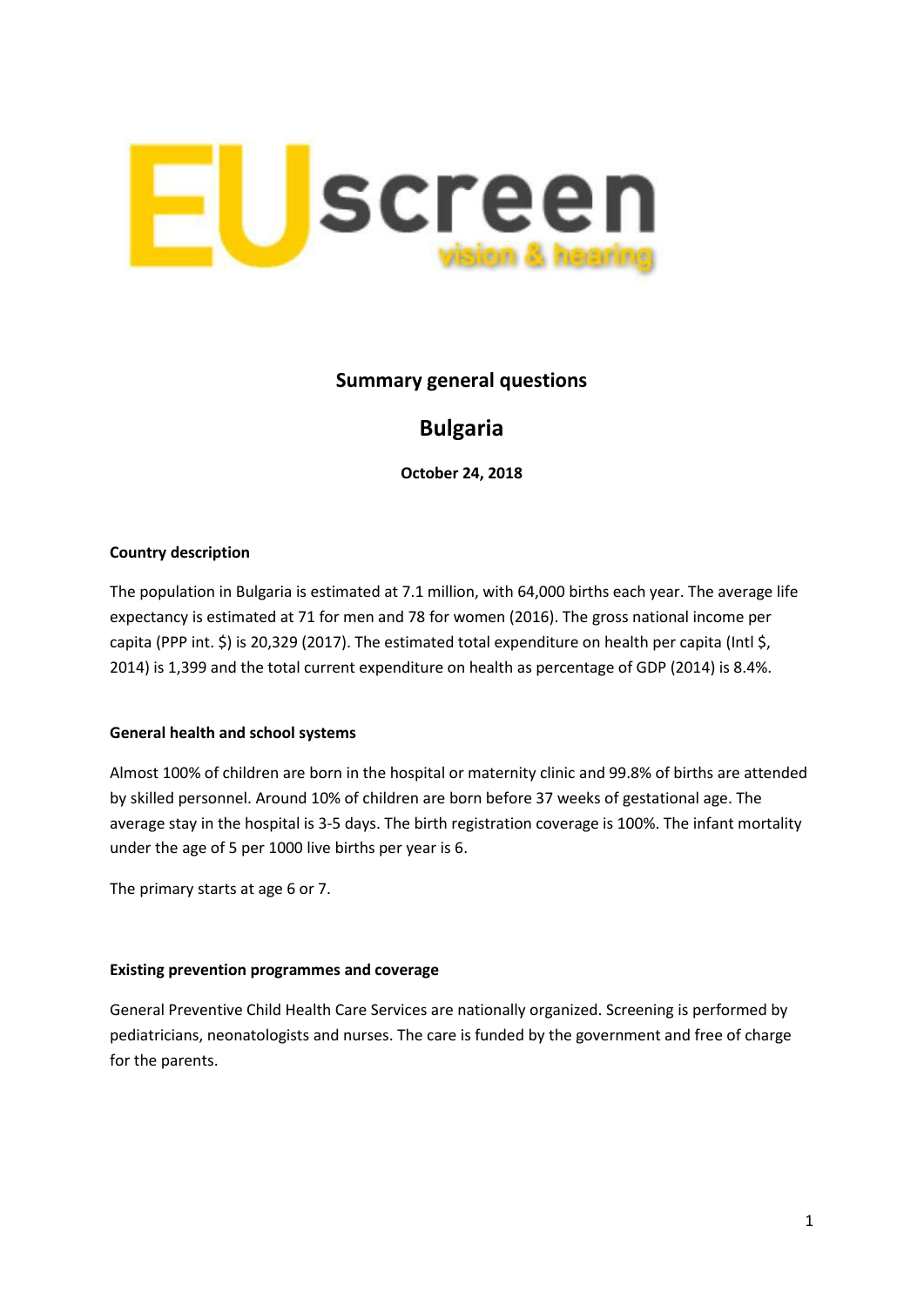EUscreen vision & hearing

## Summary general questions

# Bulgaria

**October 24, 2018**

### Country description

The population in Bulgaria is estimated at 7.1 million, with 64,000 births each year. The average life expectancy is estimated at 71 for men and 78 for women (2016). The gross national income per capita (PPP int. $) is 20,329 (2017). The estimated total expenditure on health per capita (Intl $, 2014) is 1,399 and the total current expenditure on health as percentage of GDP (2014) is 8.4%.

### General health and school systems

Almost 100% of children are born in the hospital or maternity clinic and 99.8% of births are attended by skilled personnel. Around 10% of children are born before 37 weeks of gestational age. The average stay in the hospital is 3-5 days. The birth registration coverage is 100%. The infant mortality under the age of 5 per 1000 live births per year is 6.

The primary starts at age 6 or 7.

### Existing prevention programmes and coverage

General Preventive Child Health Care Services are nationally organized. Screening is performed by pediatricians, neonatologists and nurses. The care is funded by the government and free of charge for the parents.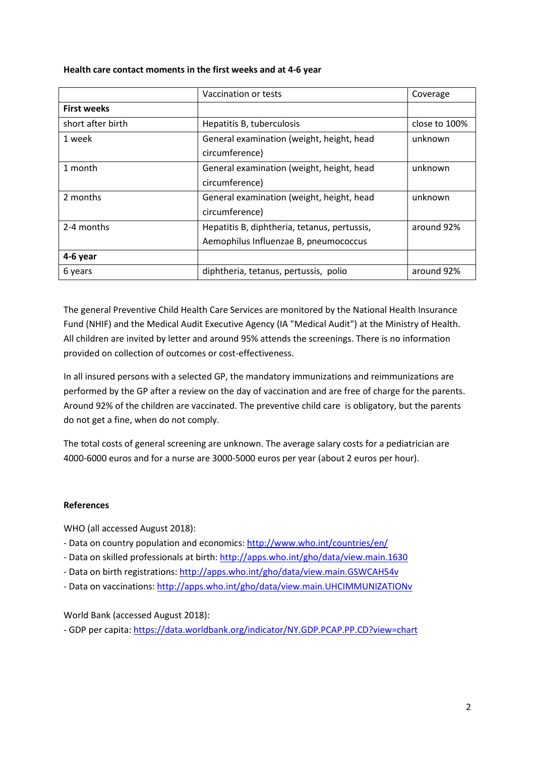**Health care contact moments in the first weeks and at 4-6 year**

| | Vaccination or tests | Coverage |
|---|---|---|
| **First weeks** | | |
| short after birth | Hepatitis B, tuberculosis | close to 100% |
| 1 week | General examination (weight, height, head circumference) | unknown |
| 1 month | General examination (weight, height, head circumference) | unknown |
| 2 months | General examination (weight, height, head circumference) | unknown |
| 2-4 months | Hepatitis B, diphtheria, tetanus, pertussis, Aemophilus Influenzae B, pneumococcus | around 92% |
| **4-6 year** | | |
| 6 years | diphtheria, tetanus, pertussis, polio | around 92% |

The general Preventive Child Health Care Services are monitored by the National Health Insurance Fund (NHIF) and the Medical Audit Executive Agency (IA "Medical Audit") at the Ministry of Health. All children are invited by letter and around 95% attends the screenings. There is no information provided on collection of outcomes or cost-effectiveness.

In all insured persons with a selected GP, the mandatory immunizations and reimmunizations are performed by the GP after a review on the day of vaccination and are free of charge for the parents. Around 92% of the children are vaccinated. The preventive child care is obligatory, but the parents do not get a fine, when do not comply.

The total costs of general screening are unknown. The average salary costs for a pediatrician are 4000-6000 euros and for a nurse are 3000-5000 euros per year (about 2 euros per hour).

**References**

WHO (all accessed August 2018):

- Data on country population and economics: http://www.who.int/countries/en/
- Data on skilled professionals at birth: http://apps.who.int/gho/data/view.main.1630
- Data on birth registrations: http://apps.who.int/gho/data/view.main.GSWCAH54v
- Data on vaccinations: http://apps.who.int/gho/data/view.main.UHCIMMUNIZATIONv

World Bank (accessed August 2018):

- GDP per capita: https://data.worldbank.org/indicator/NY.GDP.PCAP.PP.CD?view=chart